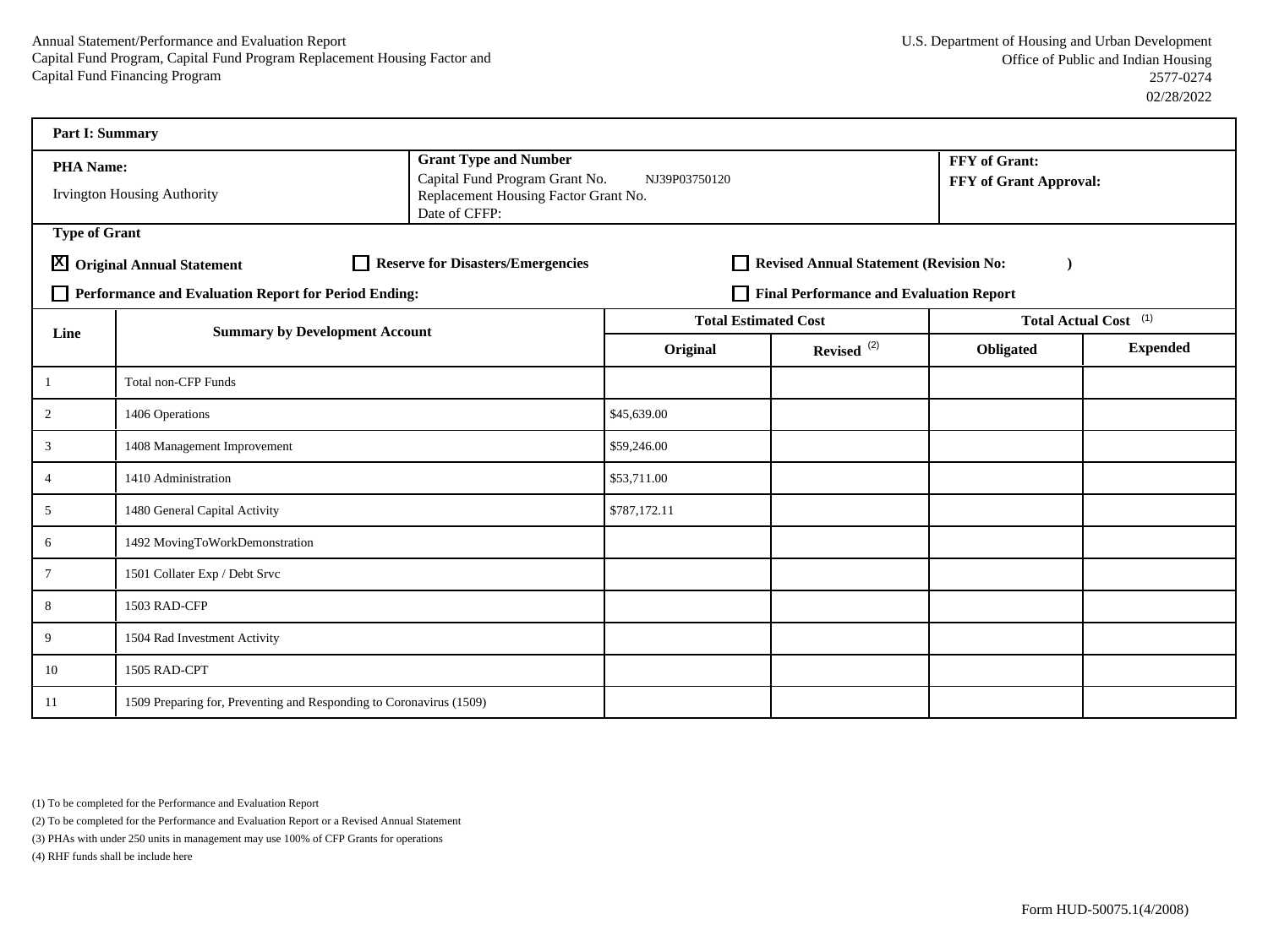Annual Statement/Performance and Evaluation Report
Capital Fund Program, Capital Fund Program Replacement Housing Factor and
Capital Fund Financing Program

U.S. Department of Housing and Urban Development
Office of Public and Indian Housing
2577-0274
02/28/2022

**Part I: Summary**

| **PHA Name:** | **Grant Type and Number** | **FFY of Grant:** |
|---|---|---|
| Irvington Housing Authority | Capital Fund Program Grant No. NJ39P03750120<br>Replacement Housing Factor Grant No.<br>Date of CFFP: | **FFY of Grant Approval:** |

**Type of Grant**

- [X] **Original Annual Statement**
- [ ] **Reserve for Disasters/Emergencies**
- [ ] **Revised Annual Statement (Revision No: )**
- [ ] **Performance and Evaluation Report for Period Ending:**
- [ ] **Final Performance and Evaluation Report**

| Line | Summary by Development Account | Total Estimated Cost | | Total Actual Cost (1) | |
|---|---|---|---|---|---|
| | | Original | Revised (2) | Obligated | Expended |
| 1 | Total non-CFP Funds | | | | |
| 2 | 1406 Operations | $45,639.00 | | | |
| 3 | 1408 Management Improvement | $59,246.00 | | | |
| 4 | 1410 Administration | $53,711.00 | | | |
| 5 | 1480 General Capital Activity | $787,172.11 | | | |
| 6 | 1492 MovingToWorkDemonstration | | | | |
| 7 | 1501 Collater Exp / Debt Srvc | | | | |
| 8 | 1503 RAD-CFP | | | | |
| 9 | 1504 Rad Investment Activity | | | | |
| 10 | 1505 RAD-CPT | | | | |
| 11 | 1509 Preparing for, Preventing and Responding to Coronavirus (1509) | | | | |

(1) To be completed for the Performance and Evaluation Report

(2) To be completed for the Performance and Evaluation Report or a Revised Annual Statement

(3) PHAs with under 250 units in management may use 100% of CFP Grants for operations

(4) RHF funds shall be include here

Form HUD-50075.1(4/2008)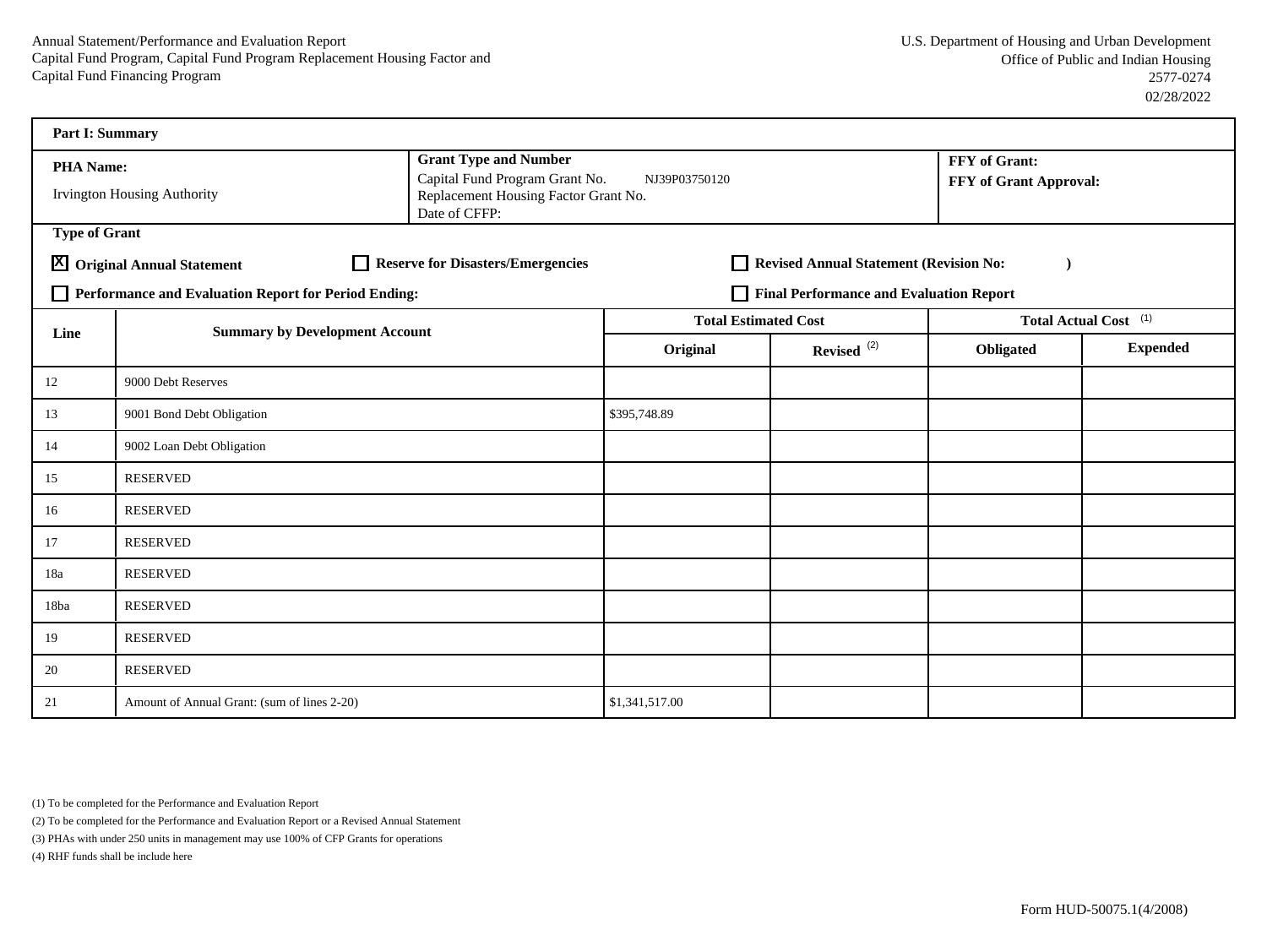Annual Statement/Performance and Evaluation Report
Capital Fund Program, Capital Fund Program Replacement Housing Factor and
Capital Fund Financing Program

U.S. Department of Housing and Urban Development
Office of Public and Indian Housing
2577-0274
02/28/2022

**Part I: Summary**

| **PHA Name:** | **Grant Type and Number** | **FFY of Grant:** |
|---|---|---|
| Irvington Housing Authority | Capital Fund Program Grant No. NJ39P03750120<br>Replacement Housing Factor Grant No.<br>Date of CFFP: | **FFY of Grant Approval:** |

**Type of Grant**

- [X] **Original Annual Statement**
- [ ] **Reserve for Disasters/Emergencies**
- [ ] **Revised Annual Statement (Revision No: )**
- [ ] **Performance and Evaluation Report for Period Ending:**
- [ ] **Final Performance and Evaluation Report**

| Line | Summary by Development Account | Total Estimated Cost | | Total Actual Cost (1) | |
|---|---|---|---|---|---|
| | | Original | Revised (2) | Obligated | Expended |
| 12 | 9000 Debt Reserves | | | | |
| 13 | 9001 Bond Debt Obligation | $395,748.89 | | | |
| 14 | 9002 Loan Debt Obligation | | | | |
| 15 | RESERVED | | | | |
| 16 | RESERVED | | | | |
| 17 | RESERVED | | | | |
| 18a | RESERVED | | | | |
| 18ba | RESERVED | | | | |
| 19 | RESERVED | | | | |
| 20 | RESERVED | | | | |
| 21 | Amount of Annual Grant: (sum of lines 2-20) | $1,341,517.00 | | | |

(1) To be completed for the Performance and Evaluation Report

(2) To be completed for the Performance and Evaluation Report or a Revised Annual Statement

(3) PHAs with under 250 units in management may use 100% of CFP Grants for operations

(4) RHF funds shall be include here

Form HUD-50075.1(4/2008)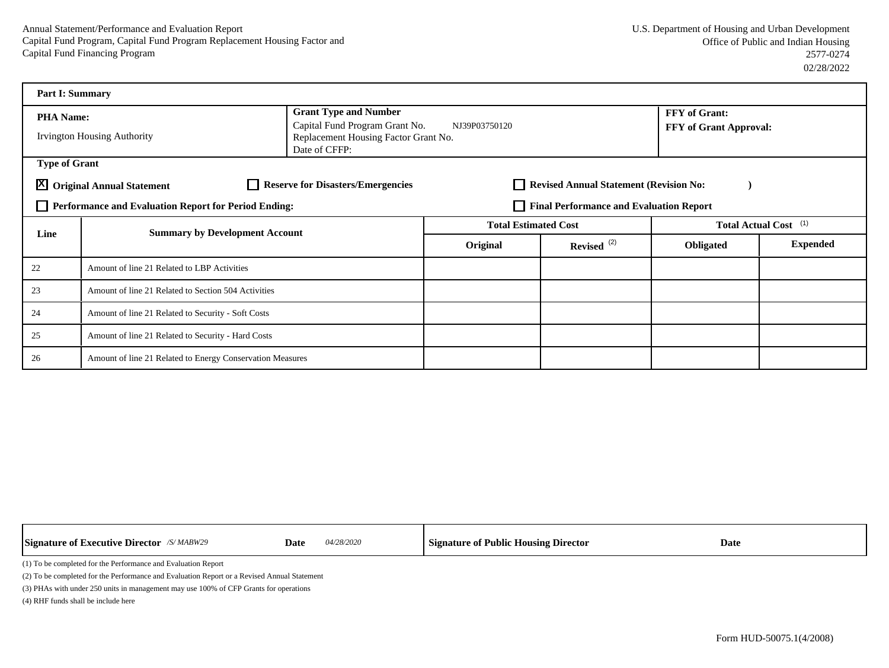Annual Statement/Performance and Evaluation Report
Capital Fund Program, Capital Fund Program Replacement Housing Factor and
Capital Fund Financing Program

U.S. Department of Housing and Urban Development
Office of Public and Indian Housing
2577-0274
02/28/2022

**Part I: Summary**

| **PHA Name:** | **Grant Type and Number** | **FFY of Grant:** |
|---|---|---|
| Irvington Housing Authority | Capital Fund Program Grant No. NJ39P03750120<br>Replacement Housing Factor Grant No.<br>Date of CFFP: | **FFY of Grant Approval:** |

**Type of Grant**

- [X] **Original Annual Statement**
- [ ] **Reserve for Disasters/Emergencies**
- [ ] **Revised Annual Statement (Revision No: )**
- [ ] **Performance and Evaluation Report for Period Ending:**
- [ ] **Final Performance and Evaluation Report**

| Line | Summary by Development Account | Total Estimated Cost | | Total Actual Cost (1) | |
|---|---|---|---|---|---|
| | | Original | Revised (2) | Obligated | Expended |
| 22 | Amount of line 21 Related to LBP Activities | | | | |
| 23 | Amount of line 21 Related to Section 504 Activities | | | | |
| 24 | Amount of line 21 Related to Security - Soft Costs | | | | |
| 25 | Amount of line 21 Related to Security - Hard Costs | | | | |
| 26 | Amount of line 21 Related to Energy Conservation Measures | | | | |

| **Signature of Executive Director** /S/ MABW29 | **Date** 04/28/2020 | **Signature of Public Housing Director** | **Date** |
|---|---|---|---|

(1) To be completed for the Performance and Evaluation Report

(2) To be completed for the Performance and Evaluation Report or a Revised Annual Statement

(3) PHAs with under 250 units in management may use 100% of CFP Grants for operations

(4) RHF funds shall be include here

Form HUD-50075.1(4/2008)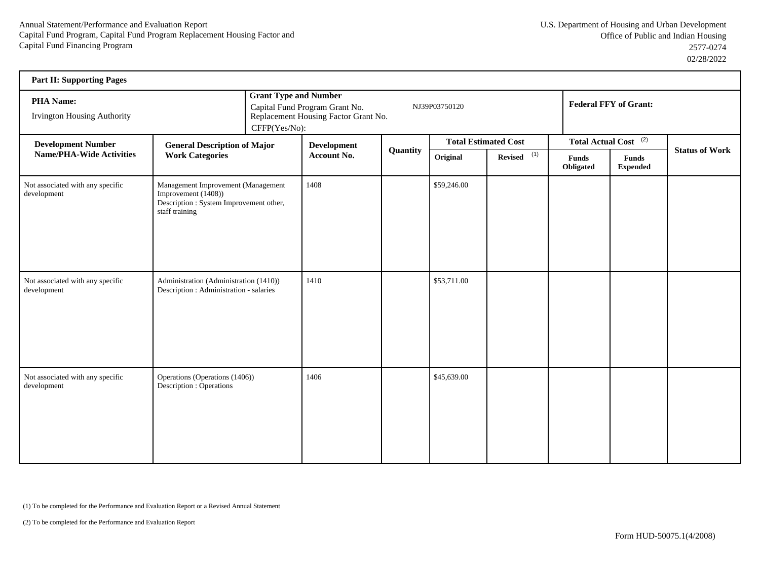Annual Statement/Performance and Evaluation Report
Capital Fund Program, Capital Fund Program Replacement Housing Factor and
Capital Fund Financing Program

U.S. Department of Housing and Urban Development
Office of Public and Indian Housing
2577-0274
02/28/2022

**Part II: Supporting Pages**

| **PHA Name:** | **Grant Type and Number** | **Federal FFY of Grant:** |
|---|---|---|
| Irvington Housing Authority | Capital Fund Program Grant No. NJ39P03750120<br>Replacement Housing Factor Grant No.<br>CFFP(Yes/No): | |

| Development Number Name/PHA-Wide Activities | General Description of Major Work Categories | Development Account No. | Quantity | Total Estimated Cost | | Total Actual Cost (2) | | Status of Work |
|---|---|---|---|---|---|---|---|---|
| | | | | Original | Revised (1) | Funds Obligated | Funds Expended | |
| Not associated with any specific development | Management Improvement (Management Improvement (1408))<br>Description : System Improvement other, staff training | 1408 | | $59,246.00 | | | | |
| Not associated with any specific development | Administration (Administration (1410))<br>Description : Administration - salaries | 1410 | | $53,711.00 | | | | |
| Not associated with any specific development | Operations (Operations (1406))<br>Description : Operations | 1406 | | $45,639.00 | | | | |

(1) To be completed for the Performance and Evaluation Report or a Revised Annual Statement

(2) To be completed for the Performance and Evaluation Report

Form HUD-50075.1(4/2008)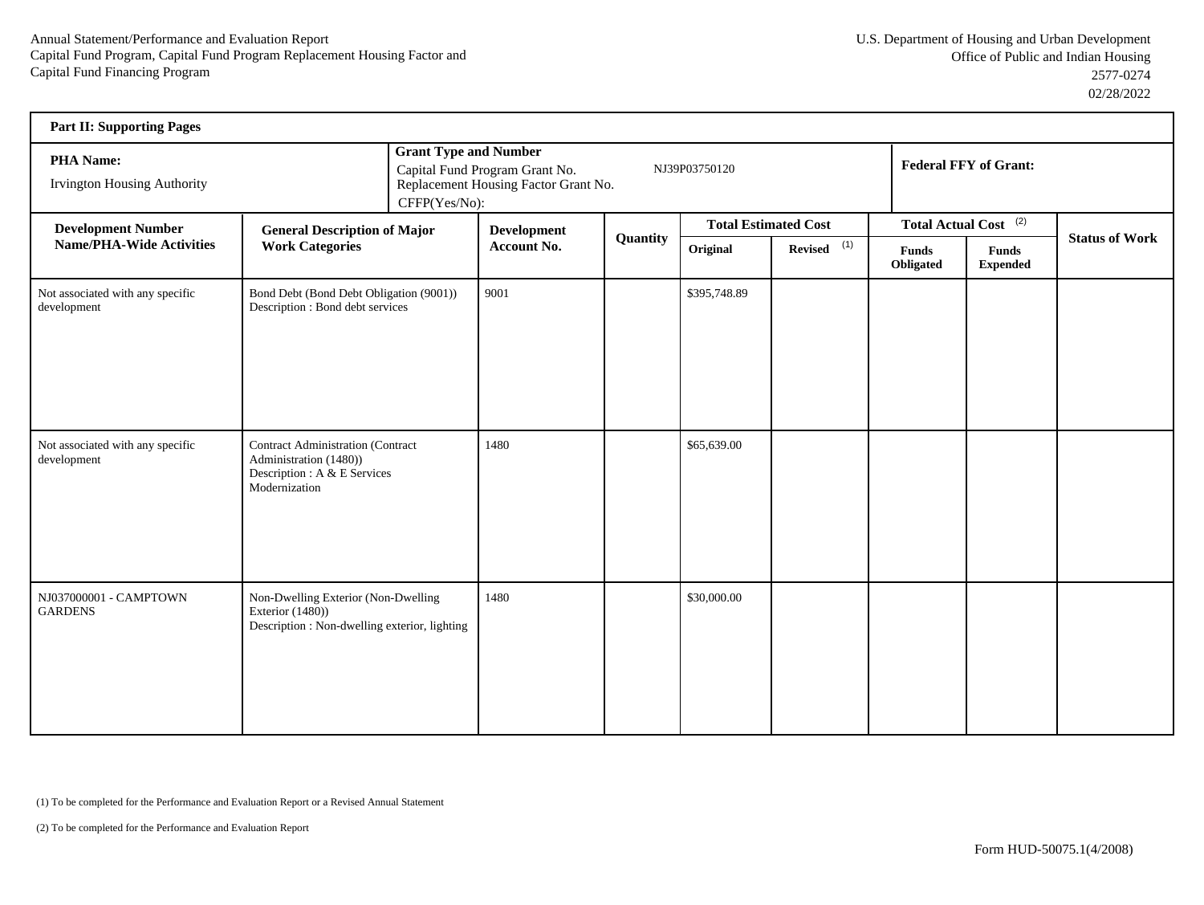Annual Statement/Performance and Evaluation Report
Capital Fund Program, Capital Fund Program Replacement Housing Factor and
Capital Fund Financing Program

U.S. Department of Housing and Urban Development
Office of Public and Indian Housing
2577-0274
02/28/2022

**Part II: Supporting Pages**

| **PHA Name:** | **Grant Type and Number** | **Federal FFY of Grant:** |
|---|---|---|
| Irvington Housing Authority | Capital Fund Program Grant No. NJ39P03750120<br>Replacement Housing Factor Grant No.<br>CFFP(Yes/No): | |

| Development Number Name/PHA-Wide Activities | General Description of Major Work Categories | Development Account No. | Quantity | Total Estimated Cost | | Total Actual Cost (2) | | Status of Work |
|---|---|---|---|---|---|---|---|---|
| | | | | Original | Revised (1) | Funds Obligated | Funds Expended | |
| Not associated with any specific development | Bond Debt (Bond Debt Obligation (9001))<br>Description : Bond debt services | 9001 | | $395,748.89 | | | | |
| Not associated with any specific development | Contract Administration (Contract Administration (1480))<br>Description : A & E Services Modernization | 1480 | | $65,639.00 | | | | |
| NJ037000001 - CAMPTOWN GARDENS | Non-Dwelling Exterior (Non-Dwelling Exterior (1480))<br>Description : Non-dwelling exterior, lighting | 1480 | | $30,000.00 | | | | |

(1) To be completed for the Performance and Evaluation Report or a Revised Annual Statement

(2) To be completed for the Performance and Evaluation Report

Form HUD-50075.1(4/2008)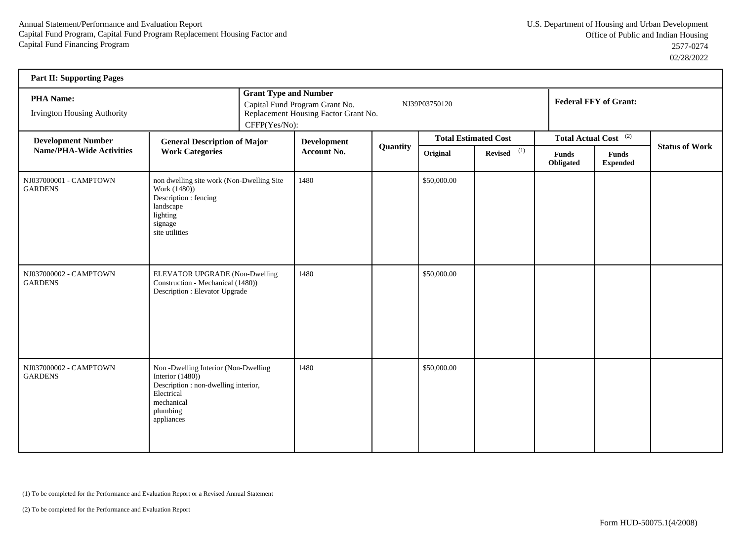Annual Statement/Performance and Evaluation Report
Capital Fund Program, Capital Fund Program Replacement Housing Factor and
Capital Fund Financing Program

U.S. Department of Housing and Urban Development
Office of Public and Indian Housing
2577-0274
02/28/2022

**Part II: Supporting Pages**

| **PHA Name:** | **Grant Type and Number** | **Federal FFY of Grant:** |
|---|---|---|
| Irvington Housing Authority | Capital Fund Program Grant No. NJ39P03750120<br>Replacement Housing Factor Grant No.<br>CFFP(Yes/No): | |

| Development Number Name/PHA-Wide Activities | General Description of Major Work Categories | Development Account No. | Quantity | Total Estimated Cost | | Total Actual Cost (2) | | Status of Work |
|---|---|---|---|---|---|---|---|---|
| | | | | Original | Revised (1) | Funds Obligated | Funds Expended | |
| NJ037000001 - CAMPTOWN GARDENS | non dwelling site work (Non-Dwelling Site Work (1480))<br>Description : fencing<br>landscape<br>lighting<br>signage<br>site utilities | 1480 | | $50,000.00 | | | | |
| NJ037000002 - CAMPTOWN GARDENS | ELEVATOR UPGRADE (Non-Dwelling Construction - Mechanical (1480))<br>Description : Elevator Upgrade | 1480 | | $50,000.00 | | | | |
| NJ037000002 - CAMPTOWN GARDENS | Non -Dwelling Interior (Non-Dwelling Interior (1480))<br>Description : non-dwelling interior, Electrical<br>mechanical<br>plumbing<br>appliances | 1480 | | $50,000.00 | | | | |

(1) To be completed for the Performance and Evaluation Report or a Revised Annual Statement

(2) To be completed for the Performance and Evaluation Report

Form HUD-50075.1(4/2008)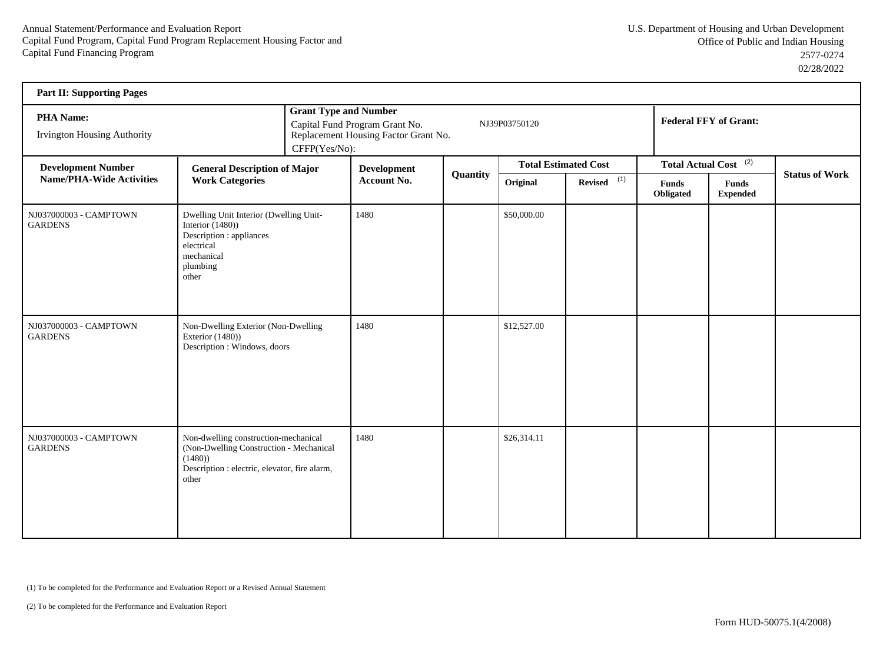Annual Statement/Performance and Evaluation Report
Capital Fund Program, Capital Fund Program Replacement Housing Factor and Capital Fund Financing Program

U.S. Department of Housing and Urban Development
Office of Public and Indian Housing
2577-0274
02/28/2022

**Part II: Supporting Pages**

| **PHA Name:** | **Grant Type and Number** | **Federal FFY of Grant:** |
|---|---|---|
| Irvington Housing Authority | Capital Fund Program Grant No. NJ39P03750120<br>Replacement Housing Factor Grant No.<br>CFFP(Yes/No): | |

| Development Number Name/PHA-Wide Activities | General Description of Major Work Categories | Development Account No. | Quantity | Total Estimated Cost | | Total Actual Cost (2) | | Status of Work |
|---|---|---|---|---|---|---|---|---|
| | | | | Original | Revised (1) | Funds Obligated | Funds Expended | |
| NJ037000003 - CAMPTOWN GARDENS | Dwelling Unit Interior (Dwelling Unit-Interior (1480))<br>Description : appliances<br>electrical<br>mechanical<br>plumbing<br>other | 1480 | | $50,000.00 | | | | |
| NJ037000003 - CAMPTOWN GARDENS | Non-Dwelling Exterior (Non-Dwelling Exterior (1480))<br>Description : Windows, doors | 1480 | | $12,527.00 | | | | |
| NJ037000003 - CAMPTOWN GARDENS | Non-dwelling construction-mechanical (Non-Dwelling Construction - Mechanical (1480))<br>Description : electric, elevator, fire alarm, other | 1480 | | $26,314.11 | | | | |

(1) To be completed for the Performance and Evaluation Report or a Revised Annual Statement

(2) To be completed for the Performance and Evaluation Report

Form HUD-50075.1(4/2008)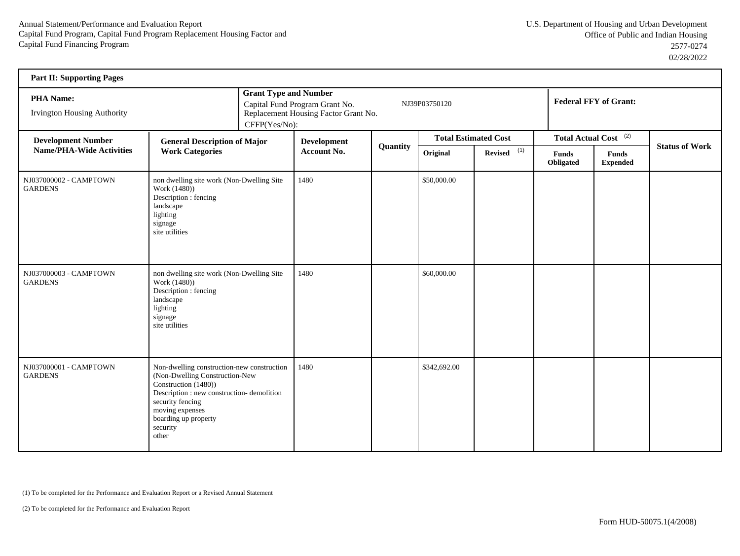Annual Statement/Performance and Evaluation Report
Capital Fund Program, Capital Fund Program Replacement Housing Factor and Capital Fund Financing Program

U.S. Department of Housing and Urban Development
Office of Public and Indian Housing
2577-0274
02/28/2022

**Part II: Supporting Pages**

| **PHA Name:** Irvington Housing Authority | **Grant Type and Number** Capital Fund Program Grant No. NJ39P03750120 Replacement Housing Factor Grant No. CFFP(Yes/No): | **Federal FFY of Grant:** |
|---|---|---|

| **Development Number Name/PHA-Wide Activities** | **General Description of Major Work Categories** | **Development Account No.** | **Quantity** | **Total Estimated Cost** | | **Total Actual Cost** (2) | | **Status of Work** |
|---|---|---|---|---|---|---|---|---|
| | | | | **Original** | **Revised** (1) | **Funds Obligated** | **Funds Expended** | |
| NJ037000002 - CAMPTOWN GARDENS | non dwelling site work (Non-Dwelling Site Work (1480)) Description : fencing landscape lighting signage site utilities | 1480 | | $50,000.00 | | | | |
| NJ037000003 - CAMPTOWN GARDENS | non dwelling site work (Non-Dwelling Site Work (1480)) Description : fencing landscape lighting signage site utilities | 1480 | | $60,000.00 | | | | |
| NJ037000001 - CAMPTOWN GARDENS | Non-dwelling construction-new construction (Non-Dwelling Construction-New Construction (1480)) Description : new construction- demolition security fencing moving expenses boarding up property security other | 1480 | | $342,692.00 | | | | |

(1) To be completed for the Performance and Evaluation Report or a Revised Annual Statement

(2) To be completed for the Performance and Evaluation Report

Form HUD-50075.1(4/2008)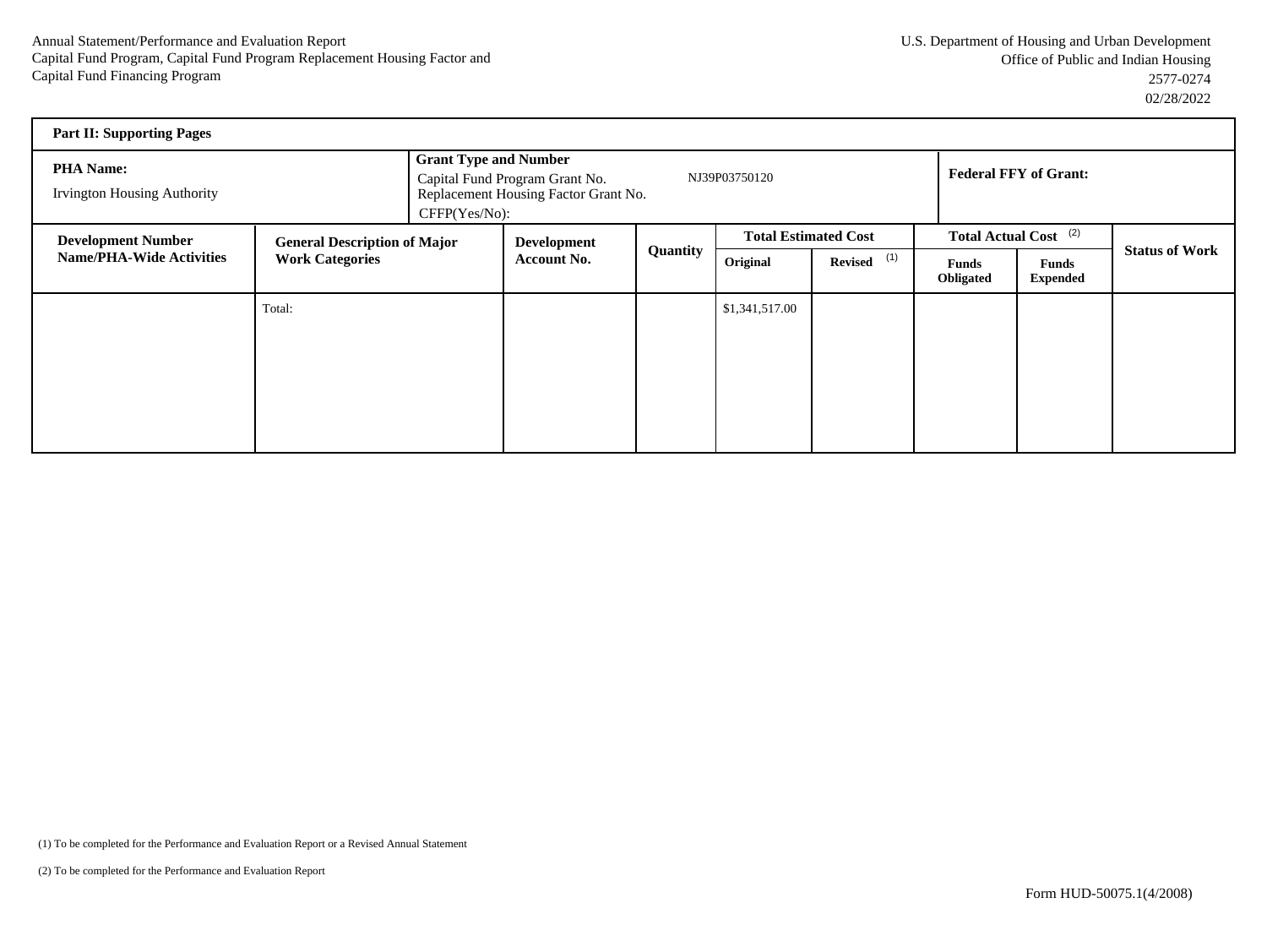Annual Statement/Performance and Evaluation Report
Capital Fund Program, Capital Fund Program Replacement Housing Factor and
Capital Fund Financing Program

U.S. Department of Housing and Urban Development
Office of Public and Indian Housing
2577-0274
02/28/2022

**Part II: Supporting Pages**

| **PHA Name:** Irvington Housing Authority | **Grant Type and Number** Capital Fund Program Grant No. NJ39P03750120 Replacement Housing Factor Grant No. CFFP(Yes/No): | **Federal FFY of Grant:** |
|---|---|---|

| **Development Number Name/PHA-Wide Activities** | **General Description of Major Work Categories** | **Development Account No.** | **Quantity** | **Total Estimated Cost** | | **Total Actual Cost** (2) | | **Status of Work** |
|---|---|---|---|---|---|---|---|---|
| | | | | **Original** | **Revised** (1) | **Funds Obligated** | **Funds Expended** | |
| | Total: | | | $1,341,517.00 | | | | |

(1) To be completed for the Performance and Evaluation Report or a Revised Annual Statement

(2) To be completed for the Performance and Evaluation Report

Form HUD-50075.1(4/2008)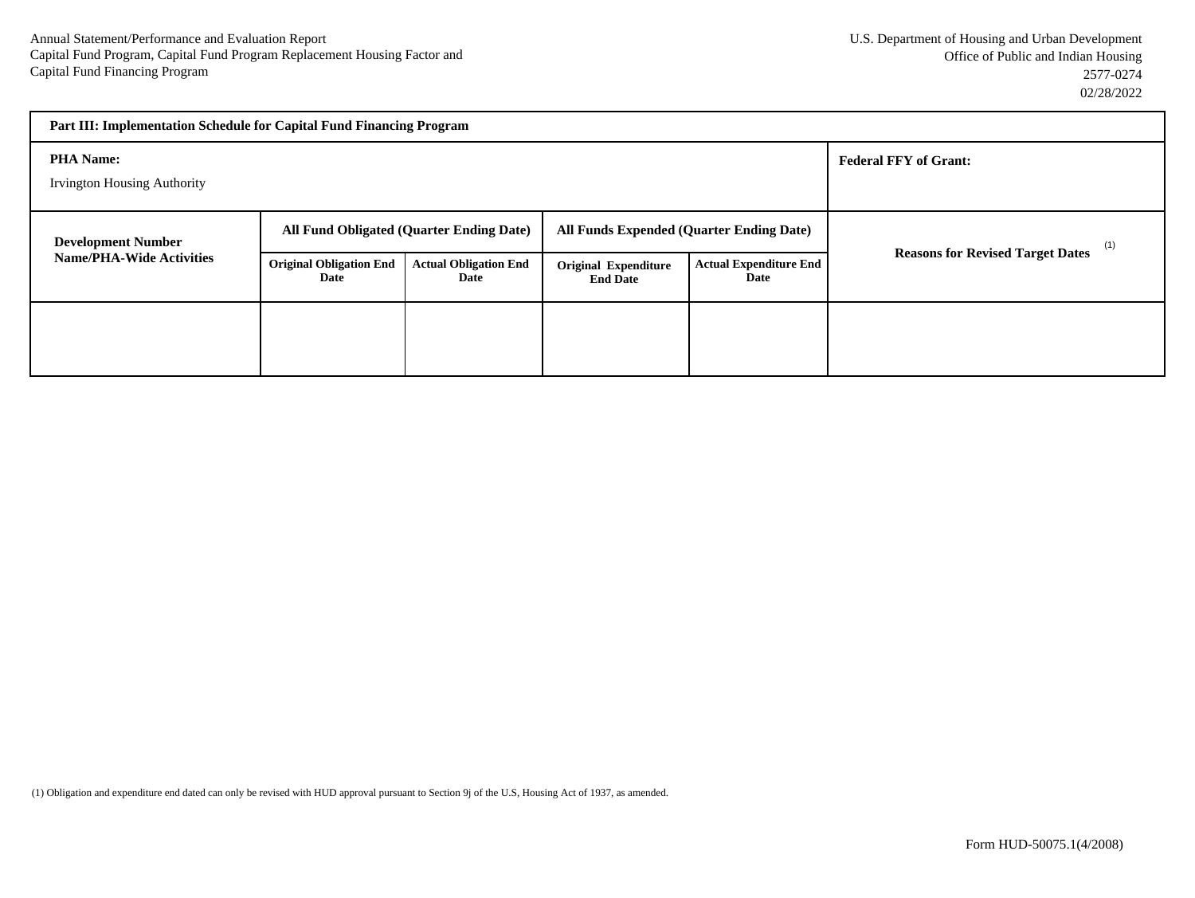Annual Statement/Performance and Evaluation Report
Capital Fund Program, Capital Fund Program Replacement Housing Factor and
Capital Fund Financing Program

U.S. Department of Housing and Urban Development
Office of Public and Indian Housing
2577-0274
02/28/2022

| Part III: Implementation Schedule for Capital Fund Financing Program | | | | | |
|---|---|---|---|---|---|
| **PHA Name:** Irvington Housing Authority | | | | | **Federal FFY of Grant:** |
| **Development Number Name/PHA-Wide Activities** | **All Fund Obligated (Quarter Ending Date)** | | **All Funds Expended (Quarter Ending Date)** | | **Reasons for Revised Target Dates** [1] |
| | **Original Obligation End Date** | **Actual Obligation End Date** | **Original Expenditure End Date** | **Actual Expenditure End Date** | |
| | | | | | |

(1) Obligation and expenditure end dated can only be revised with HUD approval pursuant to Section 9j of the U.S, Housing Act of 1937, as amended.

Form HUD-50075.1(4/2008)